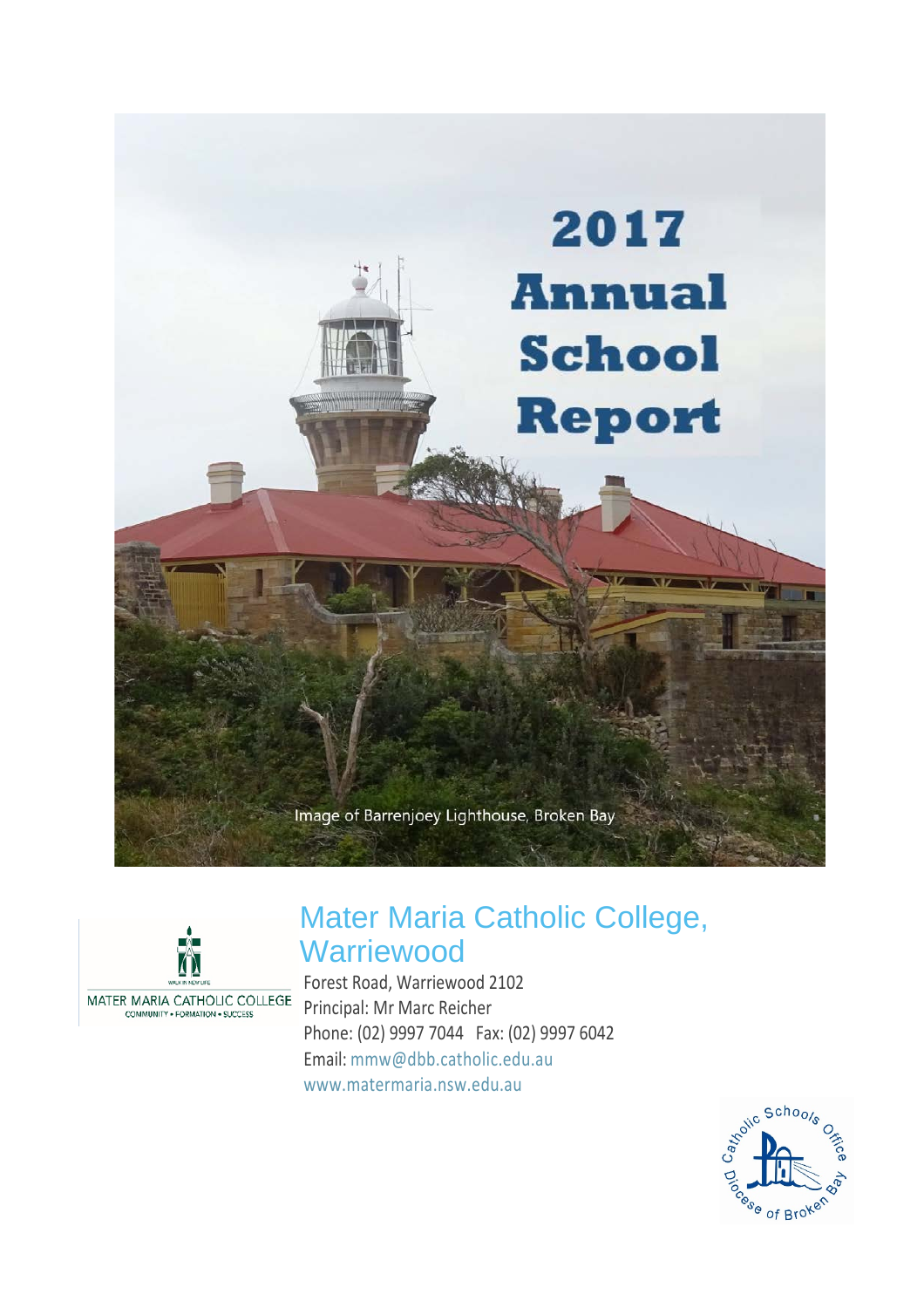# 2017 Annual School Report

Image of Barrenjoey Lighthouse, Broken Bay

MATER MARIA CATHOLIC COLLEGE
COMMUNITY • FORMATION • SUCCESS

## Mater Maria Catholic College, Warriewood

Forest Road, Warriewood 2102

Principal: Mr Marc Reicher

Phone: (02) 9997 7044 Fax: (02) 9997 6042

Email: mmw@dbb.catholic.edu.au

www.matermaria.nsw.edu.au

Catholic Schools Office Diocese of Broken Bay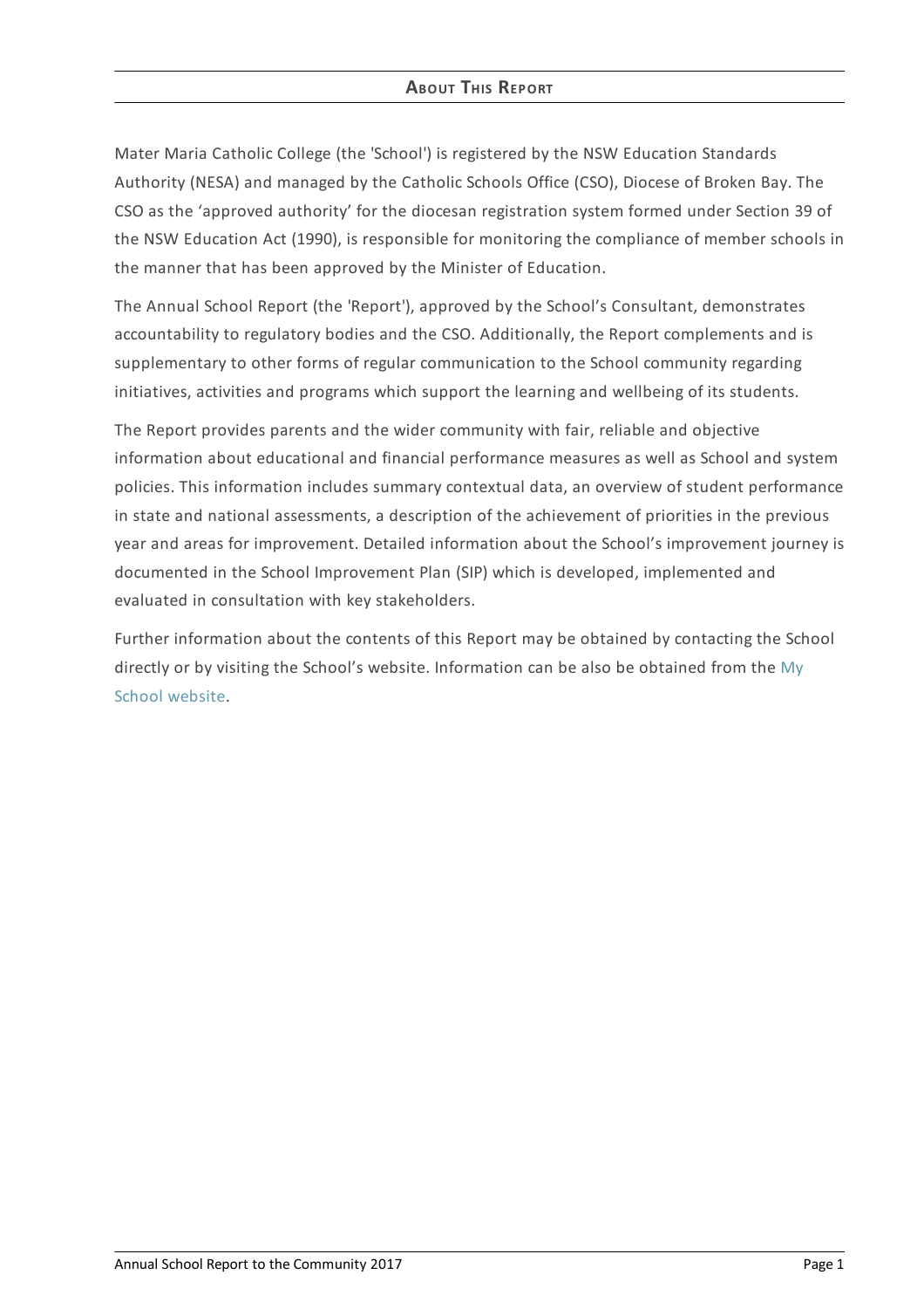## About This Report

Mater Maria Catholic College (the 'School') is registered by the NSW Education Standards Authority (NESA) and managed by the Catholic Schools Office (CSO), Diocese of Broken Bay. The CSO as the 'approved authority' for the diocesan registration system formed under Section 39 of the NSW Education Act (1990), is responsible for monitoring the compliance of member schools in the manner that has been approved by the Minister of Education.

The Annual School Report (the 'Report'), approved by the School's Consultant, demonstrates accountability to regulatory bodies and the CSO. Additionally, the Report complements and is supplementary to other forms of regular communication to the School community regarding initiatives, activities and programs which support the learning and wellbeing of its students.

The Report provides parents and the wider community with fair, reliable and objective information about educational and financial performance measures as well as School and system policies. This information includes summary contextual data, an overview of student performance in state and national assessments, a description of the achievement of priorities in the previous year and areas for improvement. Detailed information about the School's improvement journey is documented in the School Improvement Plan (SIP) which is developed, implemented and evaluated in consultation with key stakeholders.

Further information about the contents of this Report may be obtained by contacting the School directly or by visiting the School's website. Information can be also be obtained from the My School website.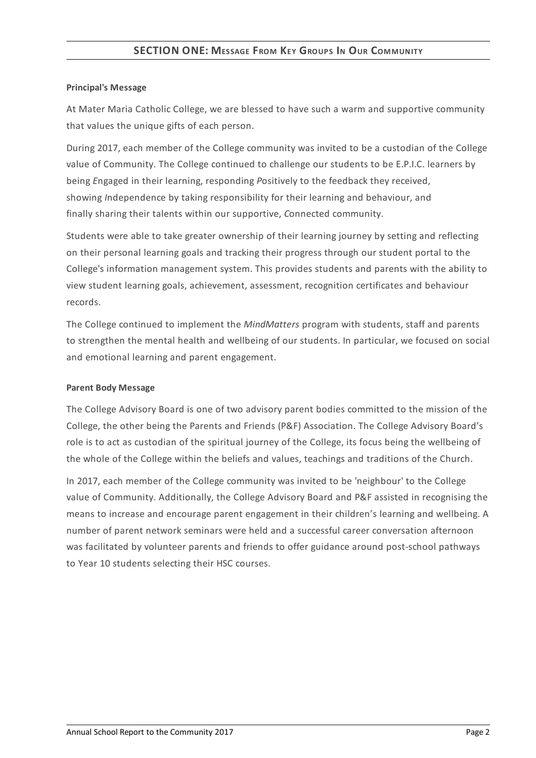## SECTION ONE: MESSAGE FROM KEY GROUPS IN OUR COMMUNITY

**Principal's Message**

At Mater Maria Catholic College, we are blessed to have such a warm and supportive community that values the unique gifts of each person.

During 2017, each member of the College community was invited to be a custodian of the College value of Community. The College continued to challenge our students to be E.P.I.C. learners by being *E*ngaged in their learning, responding *P*ositively to the feedback they received, showing *I*ndependence by taking responsibility for their learning and behaviour, and finally sharing their talents within our supportive, *C*onnected community.

Students were able to take greater ownership of their learning journey by setting and reflecting on their personal learning goals and tracking their progress through our student portal to the College's information management system. This provides students and parents with the ability to view student learning goals, achievement, assessment, recognition certificates and behaviour records.

The College continued to implement the *MindMatters* program with students, staff and parents to strengthen the mental health and wellbeing of our students. In particular, we focused on social and emotional learning and parent engagement.

**Parent Body Message**

The College Advisory Board is one of two advisory parent bodies committed to the mission of the College, the other being the Parents and Friends (P&F) Association. The College Advisory Board's role is to act as custodian of the spiritual journey of the College, its focus being the wellbeing of the whole of the College within the beliefs and values, teachings and traditions of the Church.

In 2017, each member of the College community was invited to be 'neighbour' to the College value of Community. Additionally, the College Advisory Board and P&F assisted in recognising the means to increase and encourage parent engagement in their children's learning and wellbeing. A number of parent network seminars were held and a successful career conversation afternoon was facilitated by volunteer parents and friends to offer guidance around post-school pathways to Year 10 students selecting their HSC courses.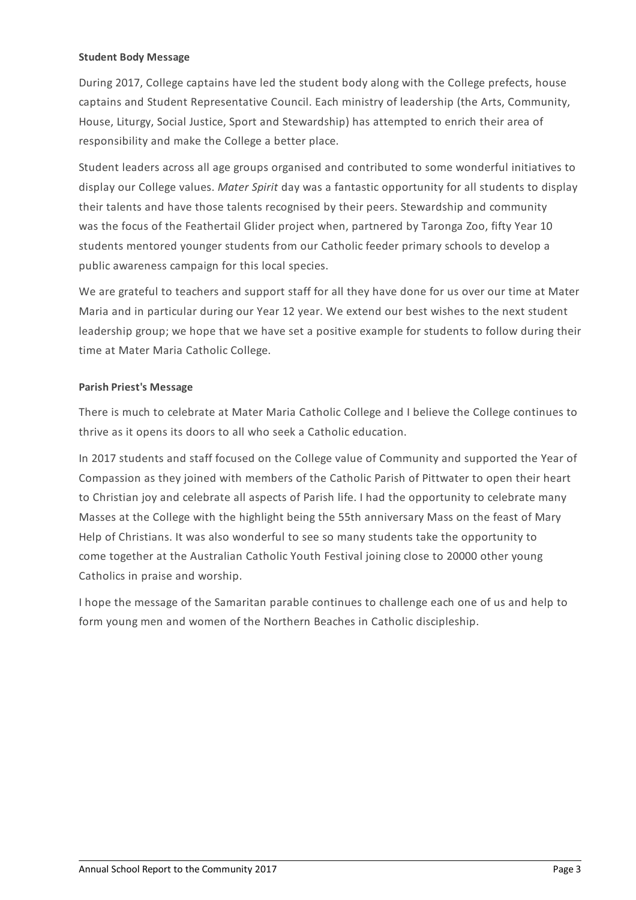**Student Body Message**

During 2017, College captains have led the student body along with the College prefects, house captains and Student Representative Council. Each ministry of leadership (the Arts, Community, House, Liturgy, Social Justice, Sport and Stewardship) has attempted to enrich their area of responsibility and make the College a better place.

Student leaders across all age groups organised and contributed to some wonderful initiatives to display our College values. *Mater Spirit* day was a fantastic opportunity for all students to display their talents and have those talents recognised by their peers. Stewardship and community was the focus of the Feathertail Glider project when, partnered by Taronga Zoo, fifty Year 10 students mentored younger students from our Catholic feeder primary schools to develop a public awareness campaign for this local species.

We are grateful to teachers and support staff for all they have done for us over our time at Mater Maria and in particular during our Year 12 year. We extend our best wishes to the next student leadership group; we hope that we have set a positive example for students to follow during their time at Mater Maria Catholic College.

**Parish Priest's Message**

There is much to celebrate at Mater Maria Catholic College and I believe the College continues to thrive as it opens its doors to all who seek a Catholic education.

In 2017 students and staff focused on the College value of Community and supported the Year of Compassion as they joined with members of the Catholic Parish of Pittwater to open their heart to Christian joy and celebrate all aspects of Parish life. I had the opportunity to celebrate many Masses at the College with the highlight being the 55th anniversary Mass on the feast of Mary Help of Christians. It was also wonderful to see so many students take the opportunity to come together at the Australian Catholic Youth Festival joining close to 20000 other young Catholics in praise and worship.

I hope the message of the Samaritan parable continues to challenge each one of us and help to form young men and women of the Northern Beaches in Catholic discipleship.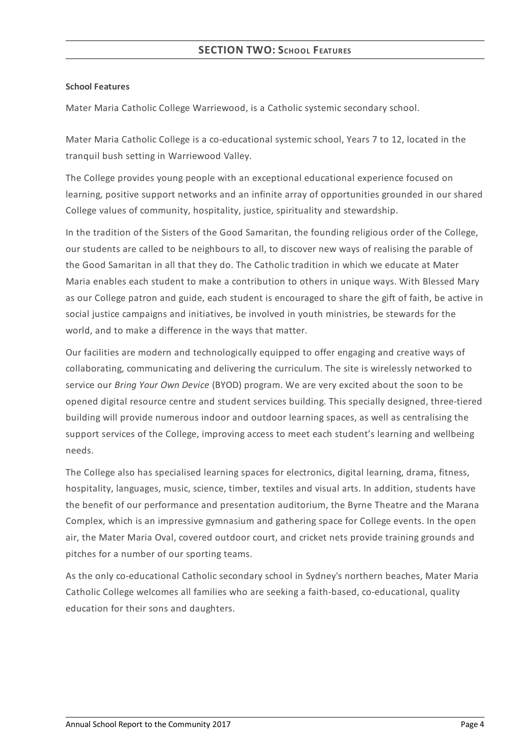## SECTION TWO: School Features

**School Features**

Mater Maria Catholic College Warriewood, is a Catholic systemic secondary school.

Mater Maria Catholic College is a co-educational systemic school, Years 7 to 12, located in the tranquil bush setting in Warriewood Valley.

The College provides young people with an exceptional educational experience focused on learning, positive support networks and an infinite array of opportunities grounded in our shared College values of community, hospitality, justice, spirituality and stewardship.

In the tradition of the Sisters of the Good Samaritan, the founding religious order of the College, our students are called to be neighbours to all, to discover new ways of realising the parable of the Good Samaritan in all that they do. The Catholic tradition in which we educate at Mater Maria enables each student to make a contribution to others in unique ways. With Blessed Mary as our College patron and guide, each student is encouraged to share the gift of faith, be active in social justice campaigns and initiatives, be involved in youth ministries, be stewards for the world, and to make a difference in the ways that matter.

Our facilities are modern and technologically equipped to offer engaging and creative ways of collaborating, communicating and delivering the curriculum. The site is wirelessly networked to service our *Bring Your Own Device* (BYOD) program. We are very excited about the soon to be opened digital resource centre and student services building. This specially designed, three-tiered building will provide numerous indoor and outdoor learning spaces, as well as centralising the support services of the College, improving access to meet each student's learning and wellbeing needs.

The College also has specialised learning spaces for electronics, digital learning, drama, fitness, hospitality, languages, music, science, timber, textiles and visual arts. In addition, students have the benefit of our performance and presentation auditorium, the Byrne Theatre and the Marana Complex, which is an impressive gymnasium and gathering space for College events. In the open air, the Mater Maria Oval, covered outdoor court, and cricket nets provide training grounds and pitches for a number of our sporting teams.

As the only co-educational Catholic secondary school in Sydney's northern beaches, Mater Maria Catholic College welcomes all families who are seeking a faith-based, co-educational, quality education for their sons and daughters.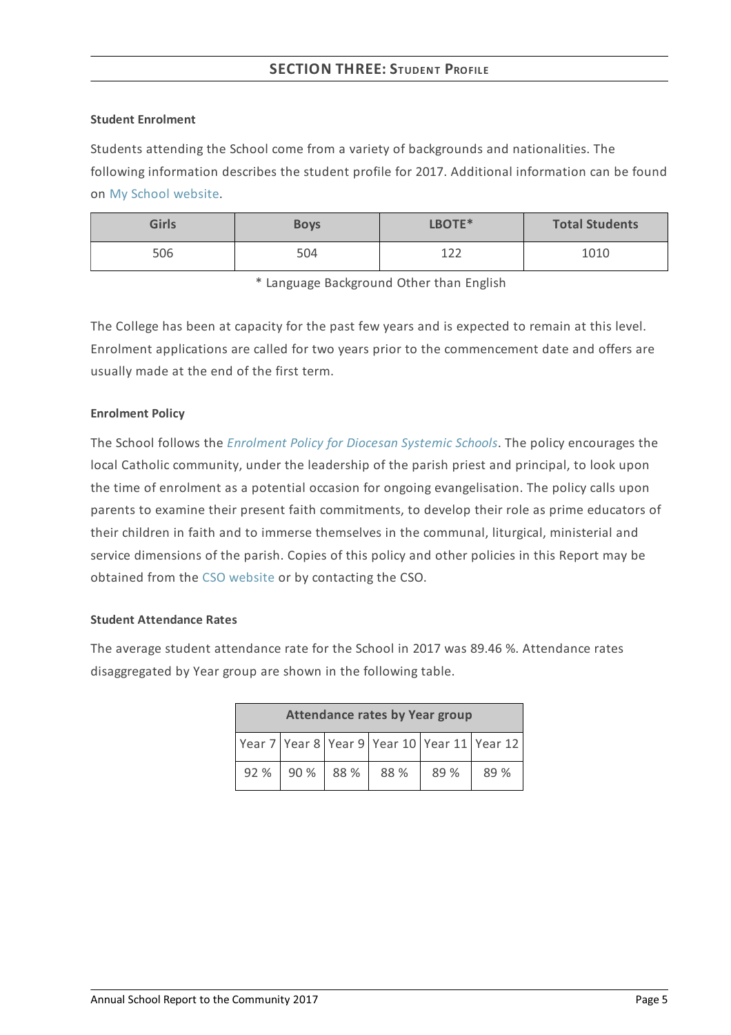## SECTION THREE: STUDENT PROFILE

**Student Enrolment**

Students attending the School come from a variety of backgrounds and nationalities. The following information describes the student profile for 2017. Additional information can be found on My School website.

| Girls | Boys | LBOTE* | Total Students |
|---|---|---|---|
| 506 | 504 | 122 | 1010 |

\* Language Background Other than English

The College has been at capacity for the past few years and is expected to remain at this level. Enrolment applications are called for two years prior to the commencement date and offers are usually made at the end of the first term.

**Enrolment Policy**

The School follows the *Enrolment Policy for Diocesan Systemic Schools*. The policy encourages the local Catholic community, under the leadership of the parish priest and principal, to look upon the time of enrolment as a potential occasion for ongoing evangelisation. The policy calls upon parents to examine their present faith commitments, to develop their role as prime educators of their children in faith and to immerse themselves in the communal, liturgical, ministerial and service dimensions of the parish. Copies of this policy and other policies in this Report may be obtained from the CSO website or by contacting the CSO.

**Student Attendance Rates**

The average student attendance rate for the School in 2017 was 89.46 %. Attendance rates disaggregated by Year group are shown in the following table.

| Attendance rates by Year group | | | | | |
|---|---|---|---|---|---|
| Year 7 | Year 8 | Year 9 | Year 10 | Year 11 | Year 12 |
| 92 % | 90 % | 88 % | 88 % | 89 % | 89 % |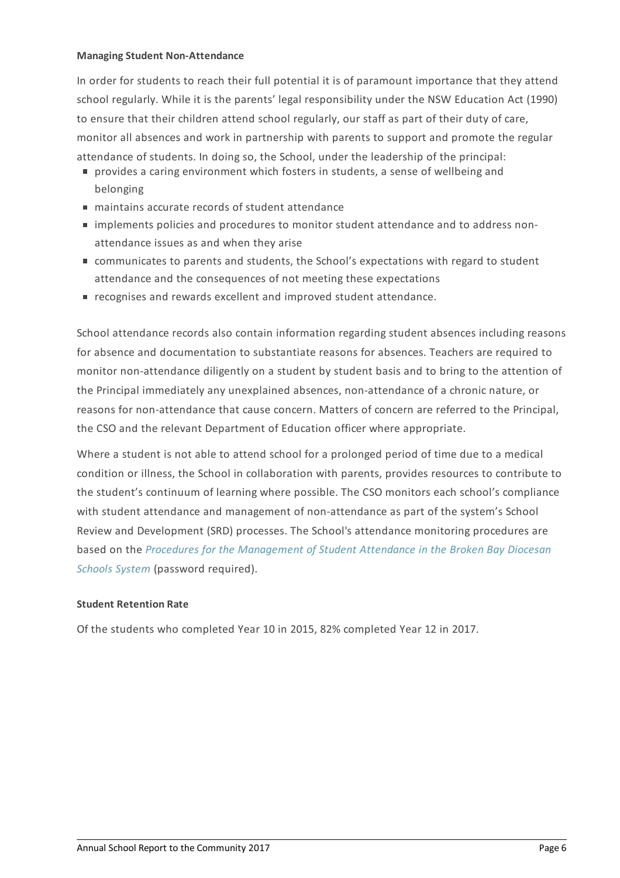**Managing Student Non-Attendance**

In order for students to reach their full potential it is of paramount importance that they attend school regularly. While it is the parents' legal responsibility under the NSW Education Act (1990) to ensure that their children attend school regularly, our staff as part of their duty of care, monitor all absences and work in partnership with parents to support and promote the regular attendance of students. In doing so, the School, under the leadership of the principal:

- provides a caring environment which fosters in students, a sense of wellbeing and belonging
- maintains accurate records of student attendance
- implements policies and procedures to monitor student attendance and to address non-attendance issues as and when they arise
- communicates to parents and students, the School's expectations with regard to student attendance and the consequences of not meeting these expectations
- recognises and rewards excellent and improved student attendance.

School attendance records also contain information regarding student absences including reasons for absence and documentation to substantiate reasons for absences. Teachers are required to monitor non-attendance diligently on a student by student basis and to bring to the attention of the Principal immediately any unexplained absences, non-attendance of a chronic nature, or reasons for non-attendance that cause concern. Matters of concern are referred to the Principal, the CSO and the relevant Department of Education officer where appropriate.

Where a student is not able to attend school for a prolonged period of time due to a medical condition or illness, the School in collaboration with parents, provides resources to contribute to the student's continuum of learning where possible. The CSO monitors each school's compliance with student attendance and management of non-attendance as part of the system's School Review and Development (SRD) processes. The School's attendance monitoring procedures are based on the *Procedures for the Management of Student Attendance in the Broken Bay Diocesan Schools System* (password required).

**Student Retention Rate**

Of the students who completed Year 10 in 2015, 82% completed Year 12 in 2017.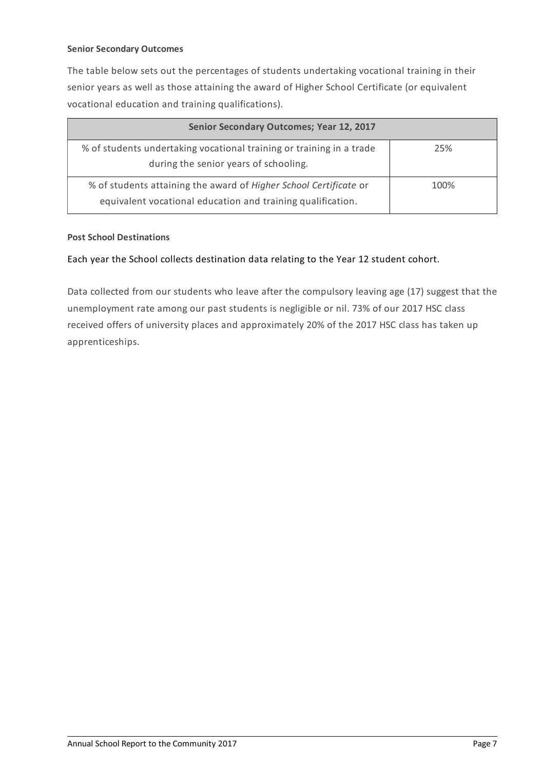**Senior Secondary Outcomes**

The table below sets out the percentages of students undertaking vocational training in their senior years as well as those attaining the award of Higher School Certificate (or equivalent vocational education and training qualifications).

| Senior Secondary Outcomes; Year 12, 2017 | |
|---|---|
| % of students undertaking vocational training or training in a trade during the senior years of schooling. | 25% |
| % of students attaining the award of *Higher School Certificate* or equivalent vocational education and training qualification. | 100% |

**Post School Destinations**

Each year the School collects destination data relating to the Year 12 student cohort.

Data collected from our students who leave after the compulsory leaving age (17) suggest that the unemployment rate among our past students is negligible or nil. 73% of our 2017 HSC class received offers of university places and approximately 20% of the 2017 HSC class has taken up apprenticeships.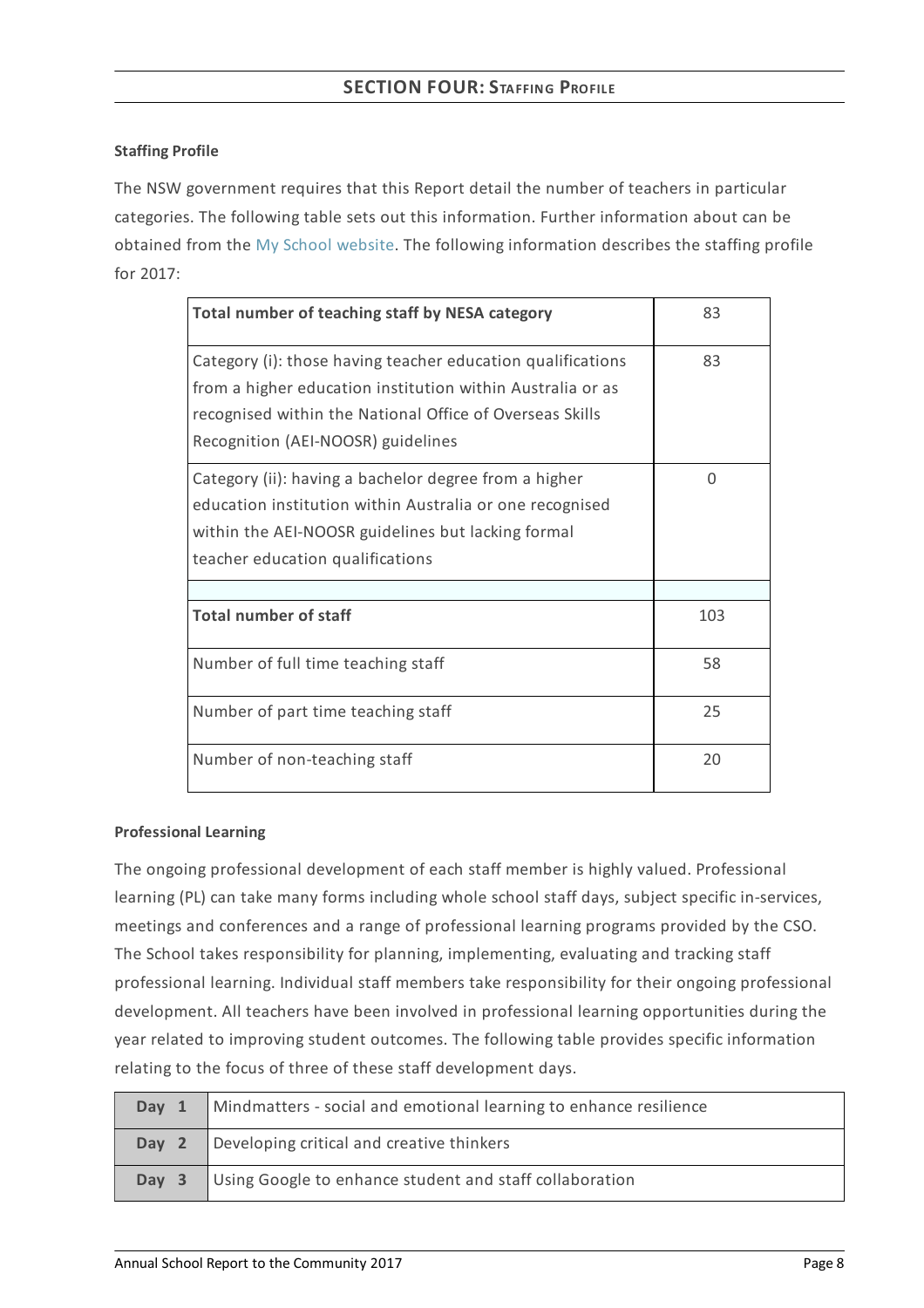## SECTION FOUR: STAFFING PROFILE

### Staffing Profile

The NSW government requires that this Report detail the number of teachers in particular categories. The following table sets out this information. Further information about can be obtained from the My School website. The following information describes the staffing profile for 2017:

| **Total number of teaching staff by NESA category** | 83 |
|---|---|
| Category (i): those having teacher education qualifications from a higher education institution within Australia or as recognised within the National Office of Overseas Skills Recognition (AEI-NOOSR) guidelines | 83 |
| Category (ii): having a bachelor degree from a higher education institution within Australia or one recognised within the AEI-NOOSR guidelines but lacking formal teacher education qualifications | 0 |
| | |
| **Total number of staff** | 103 |
| Number of full time teaching staff | 58 |
| Number of part time teaching staff | 25 |
| Number of non-teaching staff | 20 |

### Professional Learning

The ongoing professional development of each staff member is highly valued. Professional learning (PL) can take many forms including whole school staff days, subject specific in-services, meetings and conferences and a range of professional learning programs provided by the CSO. The School takes responsibility for planning, implementing, evaluating and tracking staff professional learning. Individual staff members take responsibility for their ongoing professional development. All teachers have been involved in professional learning opportunities during the year related to improving student outcomes. The following table provides specific information relating to the focus of three of these staff development days.

| **Day 1** | Mindmatters - social and emotional learning to enhance resilience |
|---|---|
| **Day 2** | Developing critical and creative thinkers |
| **Day 3** | Using Google to enhance student and staff collaboration |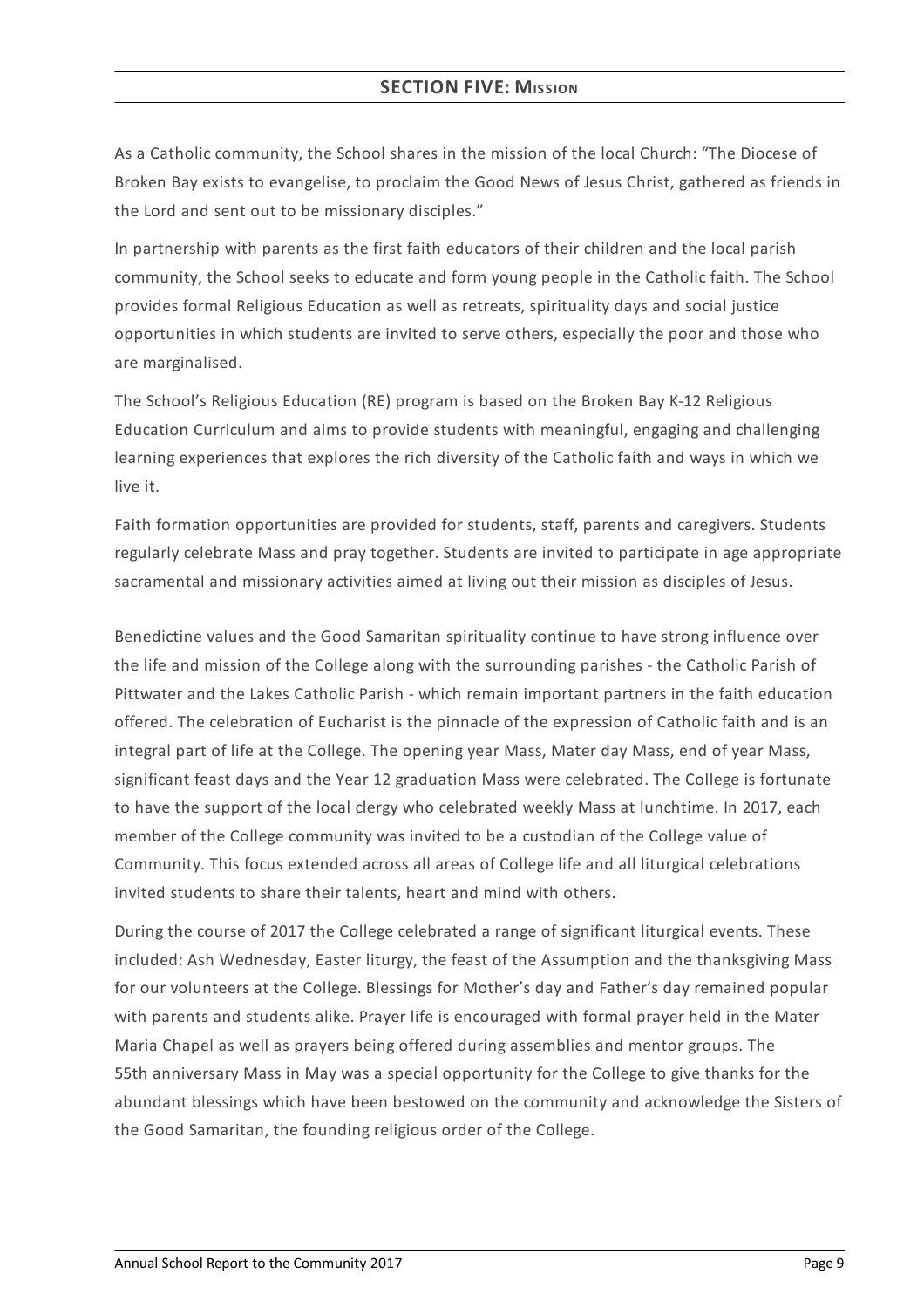## SECTION FIVE: MISSION

As a Catholic community, the School shares in the mission of the local Church: "The Diocese of Broken Bay exists to evangelise, to proclaim the Good News of Jesus Christ, gathered as friends in the Lord and sent out to be missionary disciples."

In partnership with parents as the first faith educators of their children and the local parish community, the School seeks to educate and form young people in the Catholic faith. The School provides formal Religious Education as well as retreats, spirituality days and social justice opportunities in which students are invited to serve others, especially the poor and those who are marginalised.

The School's Religious Education (RE) program is based on the Broken Bay K-12 Religious Education Curriculum and aims to provide students with meaningful, engaging and challenging learning experiences that explores the rich diversity of the Catholic faith and ways in which we live it.

Faith formation opportunities are provided for students, staff, parents and caregivers. Students regularly celebrate Mass and pray together. Students are invited to participate in age appropriate sacramental and missionary activities aimed at living out their mission as disciples of Jesus.

Benedictine values and the Good Samaritan spirituality continue to have strong influence over the life and mission of the College along with the surrounding parishes - the Catholic Parish of Pittwater and the Lakes Catholic Parish - which remain important partners in the faith education offered. The celebration of Eucharist is the pinnacle of the expression of Catholic faith and is an integral part of life at the College. The opening year Mass, Mater day Mass, end of year Mass, significant feast days and the Year 12 graduation Mass were celebrated. The College is fortunate to have the support of the local clergy who celebrated weekly Mass at lunchtime. In 2017, each member of the College community was invited to be a custodian of the College value of Community. This focus extended across all areas of College life and all liturgical celebrations invited students to share their talents, heart and mind with others.

During the course of 2017 the College celebrated a range of significant liturgical events. These included: Ash Wednesday, Easter liturgy, the feast of the Assumption and the thanksgiving Mass for our volunteers at the College. Blessings for Mother's day and Father's day remained popular with parents and students alike. Prayer life is encouraged with formal prayer held in the Mater Maria Chapel as well as prayers being offered during assemblies and mentor groups. The 55th anniversary Mass in May was a special opportunity for the College to give thanks for the abundant blessings which have been bestowed on the community and acknowledge the Sisters of the Good Samaritan, the founding religious order of the College.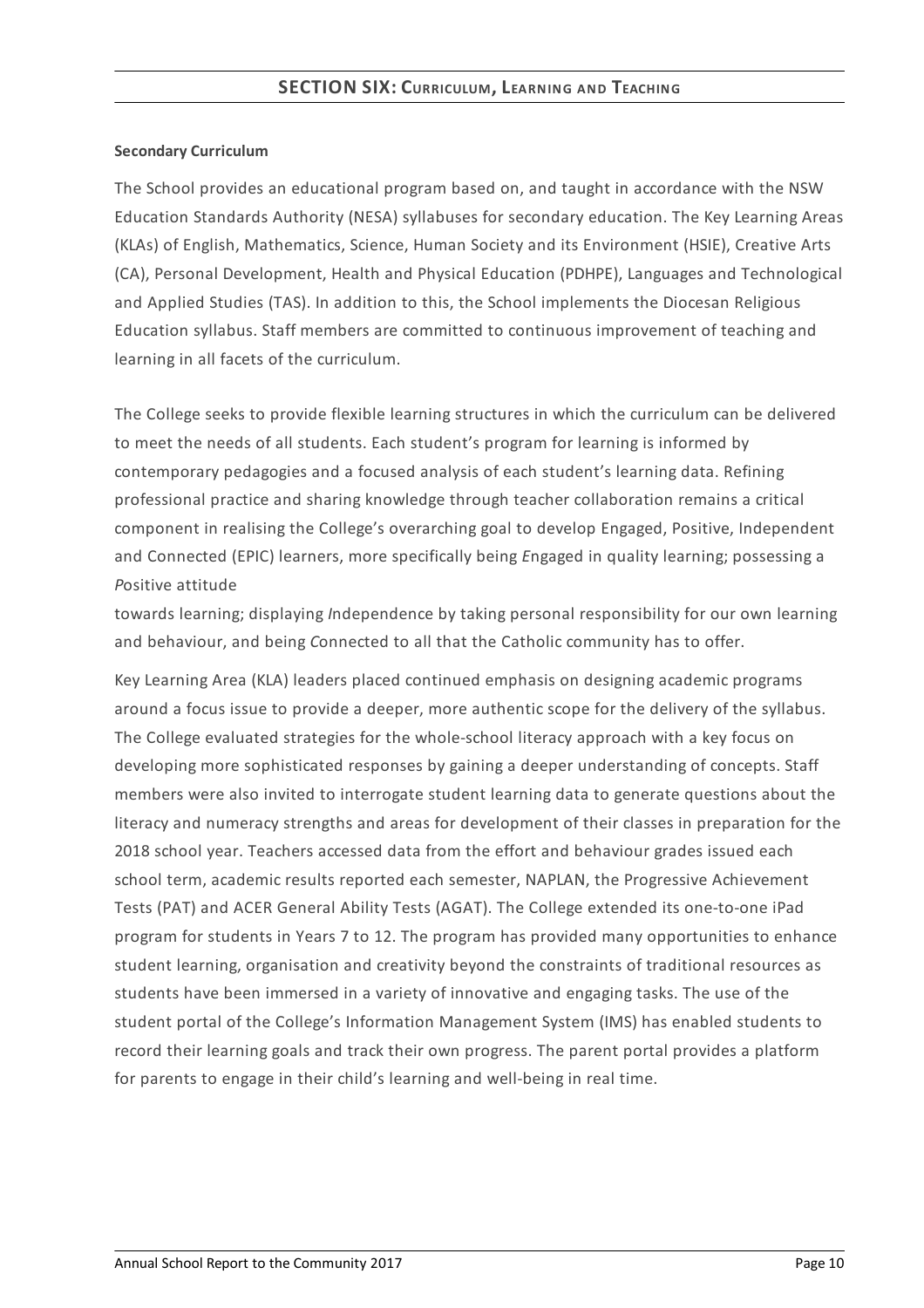## SECTION SIX: CURRICULUM, LEARNING AND TEACHING

**Secondary Curriculum**

The School provides an educational program based on, and taught in accordance with the NSW Education Standards Authority (NESA) syllabuses for secondary education. The Key Learning Areas (KLAs) of English, Mathematics, Science, Human Society and its Environment (HSIE), Creative Arts (CA), Personal Development, Health and Physical Education (PDHPE), Languages and Technological and Applied Studies (TAS). In addition to this, the School implements the Diocesan Religious Education syllabus. Staff members are committed to continuous improvement of teaching and learning in all facets of the curriculum.

The College seeks to provide flexible learning structures in which the curriculum can be delivered to meet the needs of all students. Each student's program for learning is informed by contemporary pedagogies and a focused analysis of each student's learning data. Refining professional practice and sharing knowledge through teacher collaboration remains a critical component in realising the College's overarching goal to develop Engaged, Positive, Independent and Connected (EPIC) learners, more specifically being *E*ngaged in quality learning; possessing a *P*ositive attitude towards learning; displaying *I*ndependence by taking personal responsibility for our own learning and behaviour, and being *C*onnected to all that the Catholic community has to offer.

Key Learning Area (KLA) leaders placed continued emphasis on designing academic programs around a focus issue to provide a deeper, more authentic scope for the delivery of the syllabus. The College evaluated strategies for the whole-school literacy approach with a key focus on developing more sophisticated responses by gaining a deeper understanding of concepts. Staff members were also invited to interrogate student learning data to generate questions about the literacy and numeracy strengths and areas for development of their classes in preparation for the 2018 school year. Teachers accessed data from the effort and behaviour grades issued each school term, academic results reported each semester, NAPLAN, the Progressive Achievement Tests (PAT) and ACER General Ability Tests (AGAT). The College extended its one-to-one iPad program for students in Years 7 to 12. The program has provided many opportunities to enhance student learning, organisation and creativity beyond the constraints of traditional resources as students have been immersed in a variety of innovative and engaging tasks. The use of the student portal of the College's Information Management System (IMS) has enabled students to record their learning goals and track their own progress. The parent portal provides a platform for parents to engage in their child's learning and well-being in real time.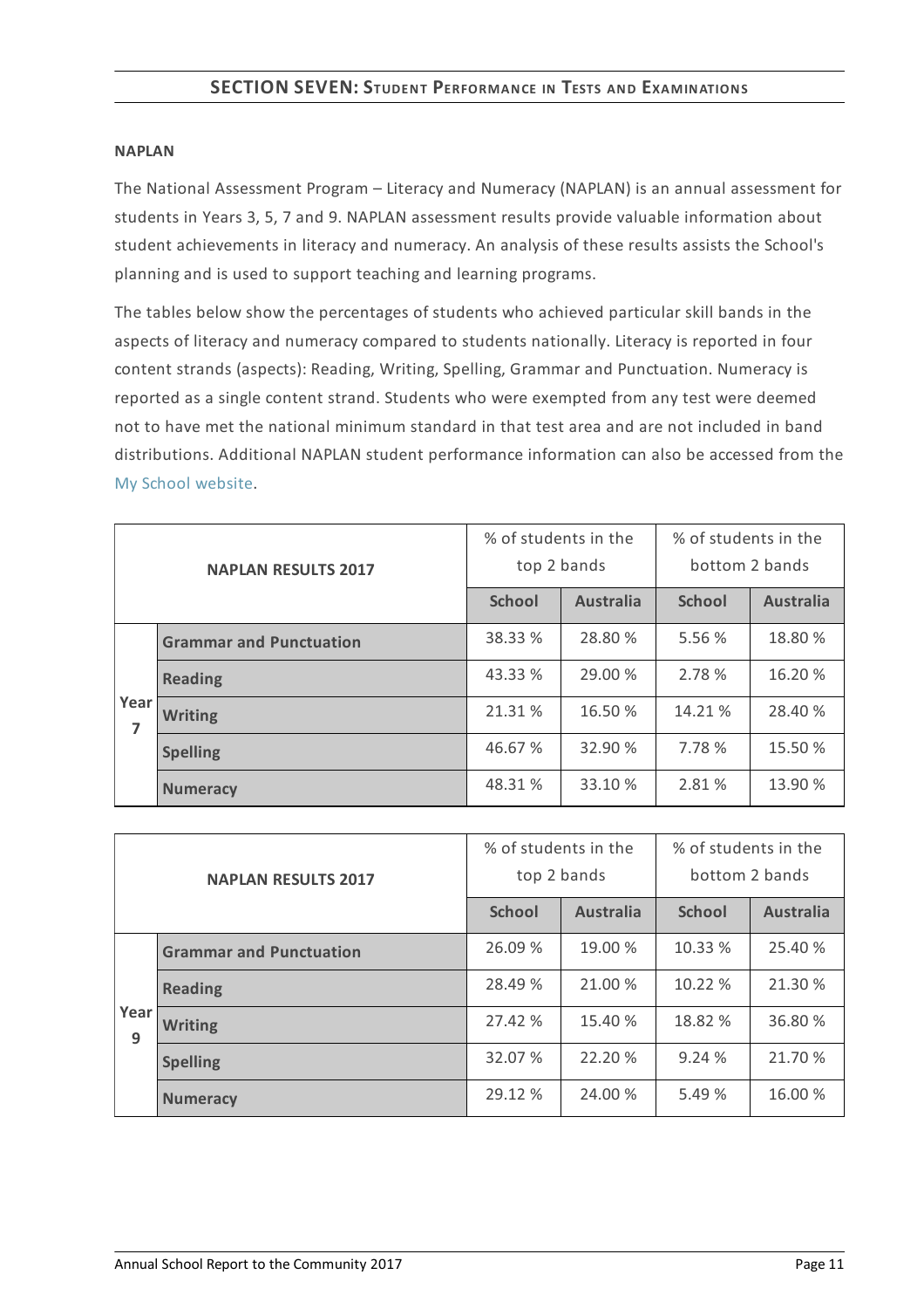## SECTION SEVEN: Student Performance in Tests and Examinations

**NAPLAN**

The National Assessment Program – Literacy and Numeracy (NAPLAN) is an annual assessment for students in Years 3, 5, 7 and 9. NAPLAN assessment results provide valuable information about student achievements in literacy and numeracy. An analysis of these results assists the School's planning and is used to support teaching and learning programs.

The tables below show the percentages of students who achieved particular skill bands in the aspects of literacy and numeracy compared to students nationally. Literacy is reported in four content strands (aspects): Reading, Writing, Spelling, Grammar and Punctuation. Numeracy is reported as a single content strand. Students who were exempted from any test were deemed not to have met the national minimum standard in that test area and are not included in band distributions. Additional NAPLAN student performance information can also be accessed from the My School website.

| NAPLAN RESULTS 2017 | | % of students in the top 2 bands | | % of students in the bottom 2 bands | |
|---|---|---|---|---|---|
| | | School | Australia | School | Australia |
| Year 7 | **Grammar and Punctuation** | 38.33 % | 28.80 % | 5.56 % | 18.80 % |
| | **Reading** | 43.33 % | 29.00 % | 2.78 % | 16.20 % |
| | **Writing** | 21.31 % | 16.50 % | 14.21 % | 28.40 % |
| | **Spelling** | 46.67 % | 32.90 % | 7.78 % | 15.50 % |
| | **Numeracy** | 48.31 % | 33.10 % | 2.81 % | 13.90 % |

| NAPLAN RESULTS 2017 | | % of students in the top 2 bands | | % of students in the bottom 2 bands | |
|---|---|---|---|---|---|
| | | School | Australia | School | Australia |
| Year 9 | **Grammar and Punctuation** | 26.09 % | 19.00 % | 10.33 % | 25.40 % |
| | **Reading** | 28.49 % | 21.00 % | 10.22 % | 21.30 % |
| | **Writing** | 27.42 % | 15.40 % | 18.82 % | 36.80 % |
| | **Spelling** | 32.07 % | 22.20 % | 9.24 % | 21.70 % |
| | **Numeracy** | 29.12 % | 24.00 % | 5.49 % | 16.00 % |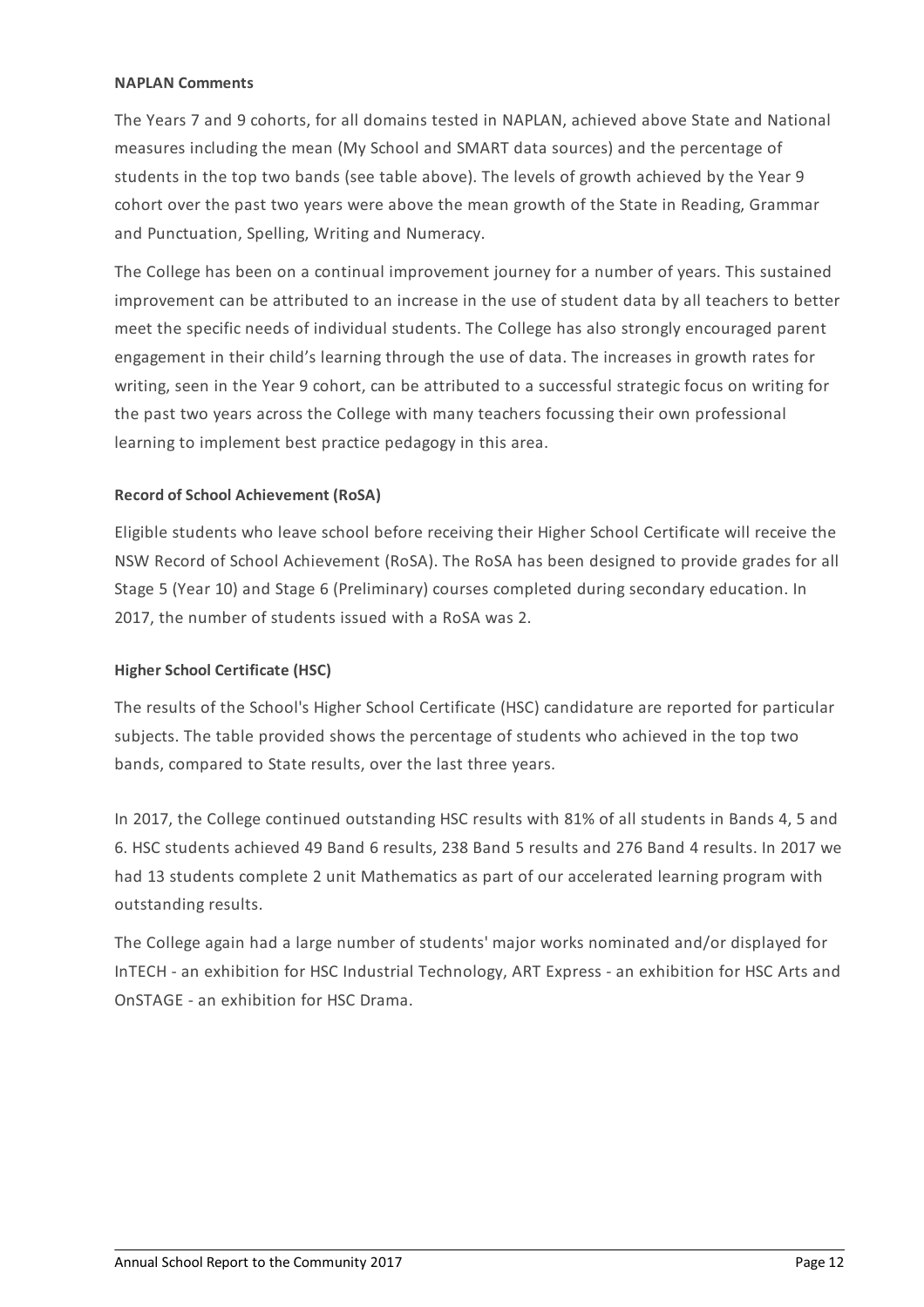**NAPLAN Comments**

The Years 7 and 9 cohorts, for all domains tested in NAPLAN, achieved above State and National measures including the mean (My School and SMART data sources) and the percentage of students in the top two bands (see table above). The levels of growth achieved by the Year 9 cohort over the past two years were above the mean growth of the State in Reading, Grammar and Punctuation, Spelling, Writing and Numeracy.

The College has been on a continual improvement journey for a number of years. This sustained improvement can be attributed to an increase in the use of student data by all teachers to better meet the specific needs of individual students. The College has also strongly encouraged parent engagement in their child's learning through the use of data. The increases in growth rates for writing, seen in the Year 9 cohort, can be attributed to a successful strategic focus on writing for the past two years across the College with many teachers focussing their own professional learning to implement best practice pedagogy in this area.

**Record of School Achievement (RoSA)**

Eligible students who leave school before receiving their Higher School Certificate will receive the NSW Record of School Achievement (RoSA). The RoSA has been designed to provide grades for all Stage 5 (Year 10) and Stage 6 (Preliminary) courses completed during secondary education. In 2017, the number of students issued with a RoSA was 2.

**Higher School Certificate (HSC)**

The results of the School's Higher School Certificate (HSC) candidature are reported for particular subjects. The table provided shows the percentage of students who achieved in the top two bands, compared to State results, over the last three years.

In 2017, the College continued outstanding HSC results with 81% of all students in Bands 4, 5 and 6. HSC students achieved 49 Band 6 results, 238 Band 5 results and 276 Band 4 results. In 2017 we had 13 students complete 2 unit Mathematics as part of our accelerated learning program with outstanding results.

The College again had a large number of students' major works nominated and/or displayed for InTECH - an exhibition for HSC Industrial Technology, ART Express - an exhibition for HSC Arts and OnSTAGE - an exhibition for HSC Drama.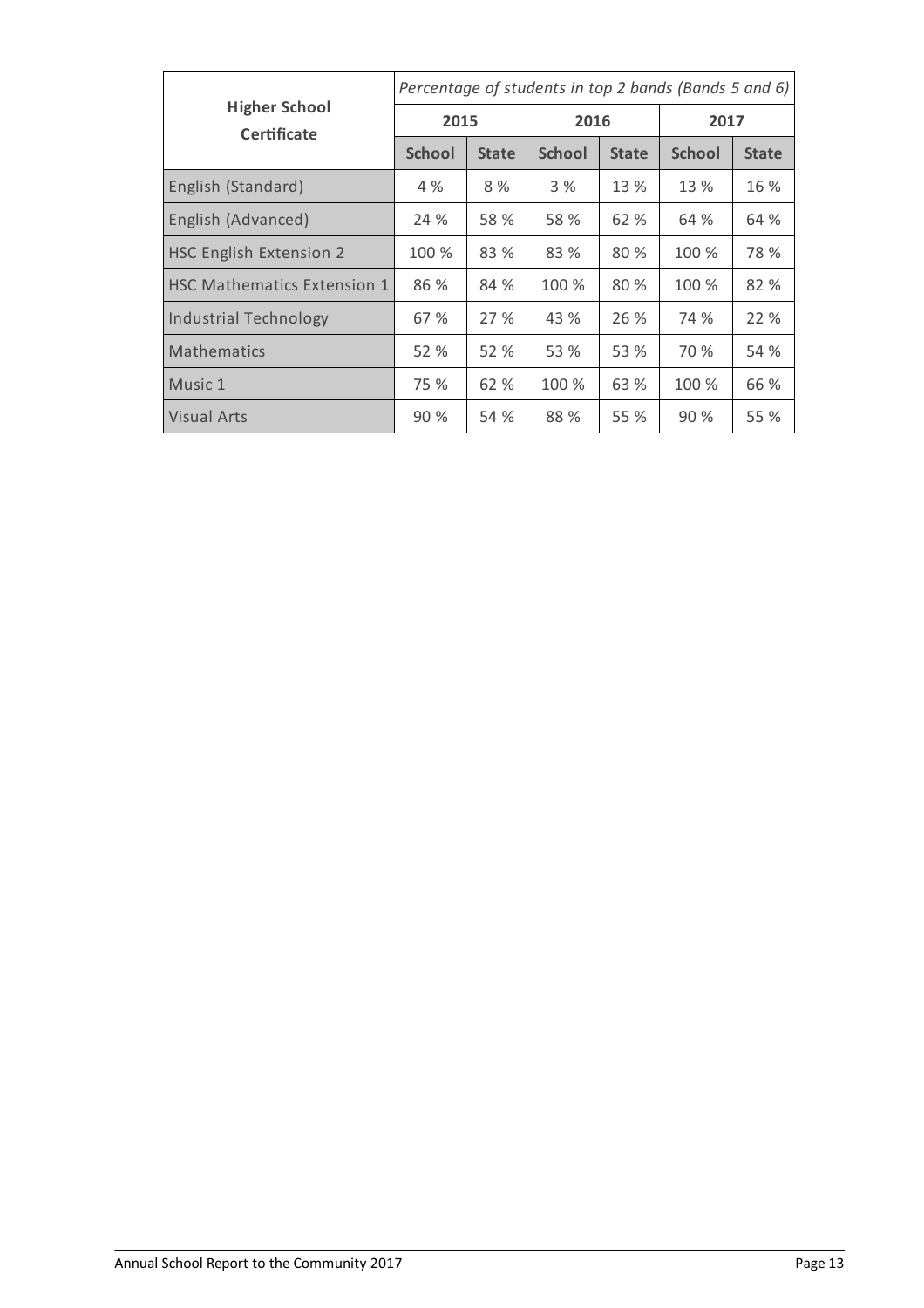| Higher School Certificate | Percentage of students in top 2 bands (Bands 5 and 6) | | | | | |
|---|---|---|---|---|---|---|
| | 2015 | | 2016 | | 2017 | |
| | School | State | School | State | School | State |
| English (Standard) | 4 % | 8 % | 3 % | 13 % | 13 % | 16 % |
| English (Advanced) | 24 % | 58 % | 58 % | 62 % | 64 % | 64 % |
| HSC English Extension 2 | 100 % | 83 % | 83 % | 80 % | 100 % | 78 % |
| HSC Mathematics Extension 1 | 86 % | 84 % | 100 % | 80 % | 100 % | 82 % |
| Industrial Technology | 67 % | 27 % | 43 % | 26 % | 74 % | 22 % |
| Mathematics | 52 % | 52 % | 53 % | 53 % | 70 % | 54 % |
| Music 1 | 75 % | 62 % | 100 % | 63 % | 100 % | 66 % |
| Visual Arts | 90 % | 54 % | 88 % | 55 % | 90 % | 55 % |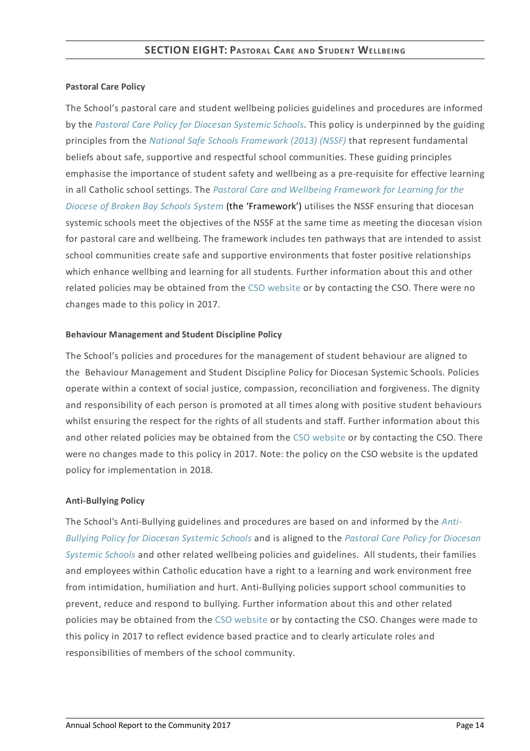## SECTION EIGHT: Pastoral Care and Student Wellbeing

**Pastoral Care Policy**

The School's pastoral care and student wellbeing policies guidelines and procedures are informed by the *Pastoral Care Policy for Diocesan Systemic Schools*. This policy is underpinned by the guiding principles from the *National Safe Schools Framework (2013) (NSSF)* that represent fundamental beliefs about safe, supportive and respectful school communities. These guiding principles emphasise the importance of student safety and wellbeing as a pre-requisite for effective learning in all Catholic school settings. The *Pastoral Care and Wellbeing Framework for Learning for the Diocese of Broken Bay Schools System* (the 'Framework') utilises the NSSF ensuring that diocesan systemic schools meet the objectives of the NSSF at the same time as meeting the diocesan vision for pastoral care and wellbeing. The framework includes ten pathways that are intended to assist school communities create safe and supportive environments that foster positive relationships which enhance wellbing and learning for all students. Further information about this and other related policies may be obtained from the CSO website or by contacting the CSO. There were no changes made to this policy in 2017.

**Behaviour Management and Student Discipline Policy**

The School's policies and procedures for the management of student behaviour are aligned to the Behaviour Management and Student Discipline Policy for Diocesan Systemic Schools. Policies operate within a context of social justice, compassion, reconciliation and forgiveness. The dignity and responsibility of each person is promoted at all times along with positive student behaviours whilst ensuring the respect for the rights of all students and staff. Further information about this and other related policies may be obtained from the CSO website or by contacting the CSO. There were no changes made to this policy in 2017. Note: the policy on the CSO website is the updated policy for implementation in 2018.

**Anti-Bullying Policy**

The School's Anti-Bullying guidelines and procedures are based on and informed by the *Anti-Bullying Policy for Diocesan Systemic Schools* and is aligned to the *Pastoral Care Policy for Diocesan Systemic Schools* and other related wellbeing policies and guidelines. All students, their families and employees within Catholic education have a right to a learning and work environment free from intimidation, humiliation and hurt. Anti-Bullying policies support school communities to prevent, reduce and respond to bullying. Further information about this and other related policies may be obtained from the CSO website or by contacting the CSO. Changes were made to this policy in 2017 to reflect evidence based practice and to clearly articulate roles and responsibilities of members of the school community.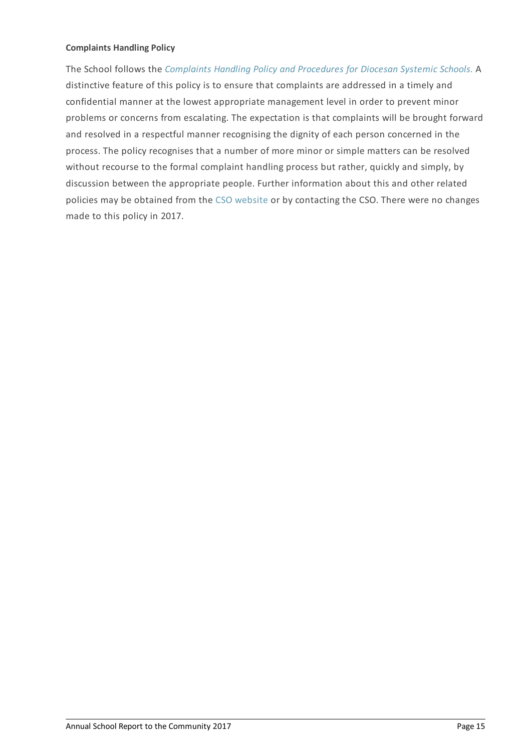**Complaints Handling Policy**

The School follows the *Complaints Handling Policy and Procedures for Diocesan Systemic Schools.* A distinctive feature of this policy is to ensure that complaints are addressed in a timely and confidential manner at the lowest appropriate management level in order to prevent minor problems or concerns from escalating. The expectation is that complaints will be brought forward and resolved in a respectful manner recognising the dignity of each person concerned in the process. The policy recognises that a number of more minor or simple matters can be resolved without recourse to the formal complaint handling process but rather, quickly and simply, by discussion between the appropriate people. Further information about this and other related policies may be obtained from the CSO website or by contacting the CSO. There were no changes made to this policy in 2017.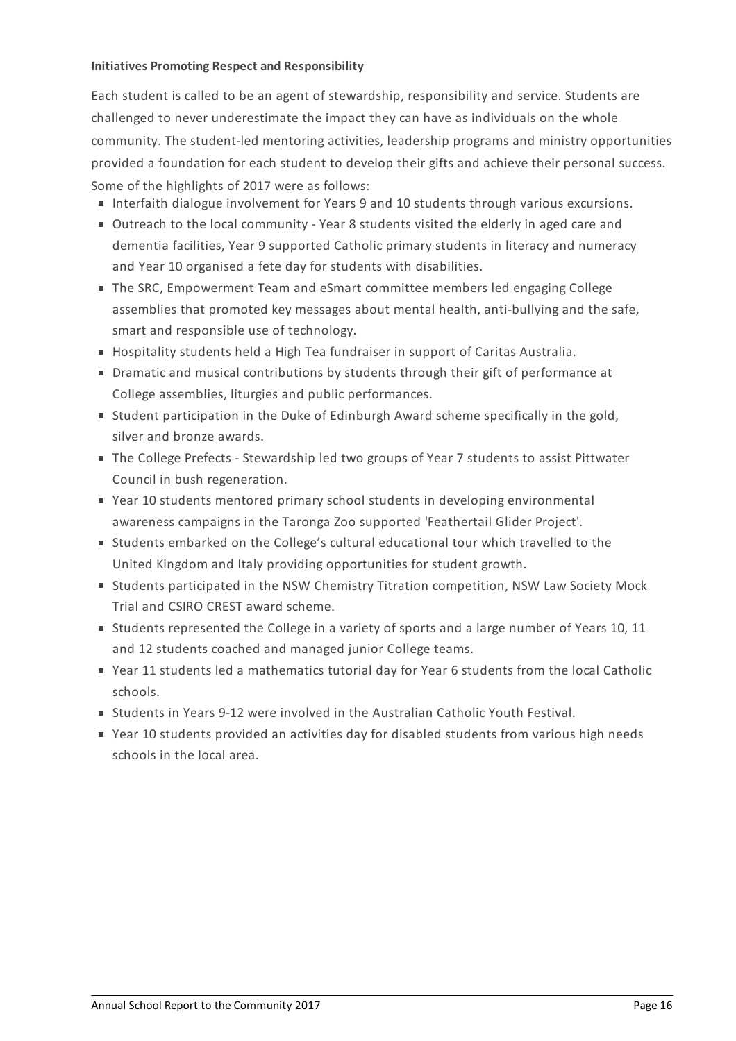**Initiatives Promoting Respect and Responsibility**

Each student is called to be an agent of stewardship, responsibility and service. Students are challenged to never underestimate the impact they can have as individuals on the whole community. The student-led mentoring activities, leadership programs and ministry opportunities provided a foundation for each student to develop their gifts and achieve their personal success. Some of the highlights of 2017 were as follows:

- Interfaith dialogue involvement for Years 9 and 10 students through various excursions.
- Outreach to the local community - Year 8 students visited the elderly in aged care and dementia facilities, Year 9 supported Catholic primary students in literacy and numeracy and Year 10 organised a fete day for students with disabilities.
- The SRC, Empowerment Team and eSmart committee members led engaging College assemblies that promoted key messages about mental health, anti-bullying and the safe, smart and responsible use of technology.
- Hospitality students held a High Tea fundraiser in support of Caritas Australia.
- Dramatic and musical contributions by students through their gift of performance at College assemblies, liturgies and public performances.
- Student participation in the Duke of Edinburgh Award scheme specifically in the gold, silver and bronze awards.
- The College Prefects - Stewardship led two groups of Year 7 students to assist Pittwater Council in bush regeneration.
- Year 10 students mentored primary school students in developing environmental awareness campaigns in the Taronga Zoo supported 'Feathertail Glider Project'.
- Students embarked on the College's cultural educational tour which travelled to the United Kingdom and Italy providing opportunities for student growth.
- Students participated in the NSW Chemistry Titration competition, NSW Law Society Mock Trial and CSIRO CREST award scheme.
- Students represented the College in a variety of sports and a large number of Years 10, 11 and 12 students coached and managed junior College teams.
- Year 11 students led a mathematics tutorial day for Year 6 students from the local Catholic schools.
- Students in Years 9-12 were involved in the Australian Catholic Youth Festival.
- Year 10 students provided an activities day for disabled students from various high needs schools in the local area.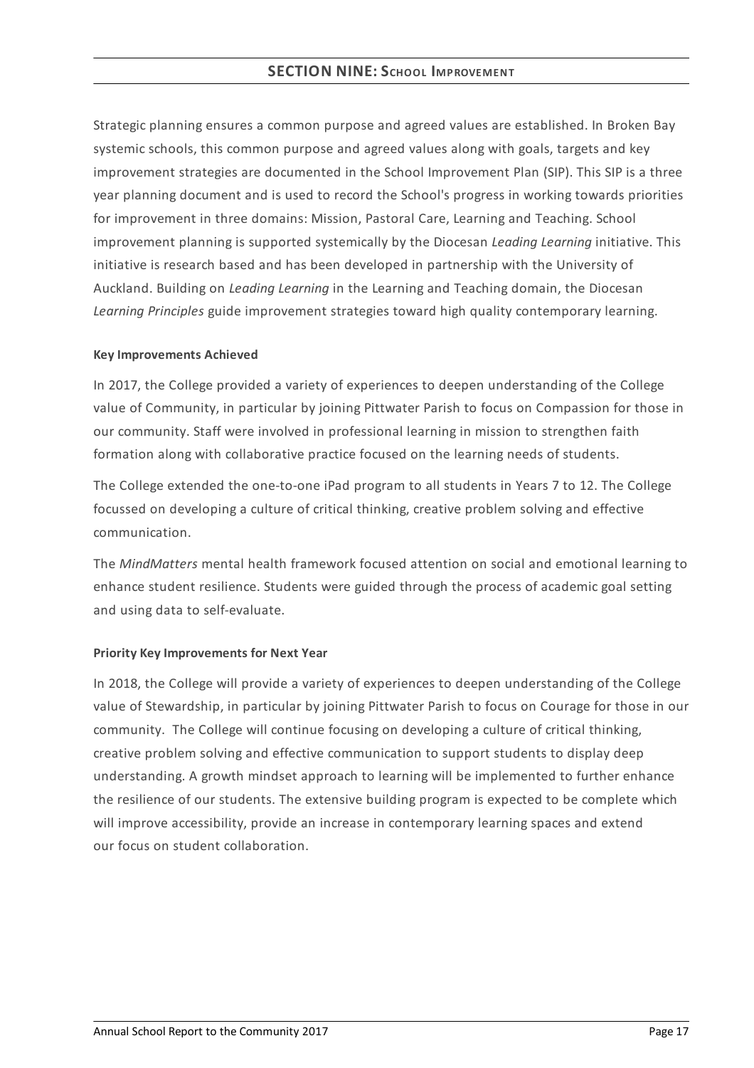## SECTION NINE: SCHOOL IMPROVEMENT

Strategic planning ensures a common purpose and agreed values are established. In Broken Bay systemic schools, this common purpose and agreed values along with goals, targets and key improvement strategies are documented in the School Improvement Plan (SIP). This SIP is a three year planning document and is used to record the School's progress in working towards priorities for improvement in three domains: Mission, Pastoral Care, Learning and Teaching. School improvement planning is supported systemically by the Diocesan *Leading Learning* initiative. This initiative is research based and has been developed in partnership with the University of Auckland. Building on *Leading Learning* in the Learning and Teaching domain, the Diocesan *Learning Principles* guide improvement strategies toward high quality contemporary learning.

**Key Improvements Achieved**

In 2017, the College provided a variety of experiences to deepen understanding of the College value of Community, in particular by joining Pittwater Parish to focus on Compassion for those in our community. Staff were involved in professional learning in mission to strengthen faith formation along with collaborative practice focused on the learning needs of students.

The College extended the one-to-one iPad program to all students in Years 7 to 12. The College focussed on developing a culture of critical thinking, creative problem solving and effective communication.

The *MindMatters* mental health framework focused attention on social and emotional learning to enhance student resilience. Students were guided through the process of academic goal setting and using data to self-evaluate.

**Priority Key Improvements for Next Year**

In 2018, the College will provide a variety of experiences to deepen understanding of the College value of Stewardship, in particular by joining Pittwater Parish to focus on Courage for those in our community. The College will continue focusing on developing a culture of critical thinking, creative problem solving and effective communication to support students to display deep understanding. A growth mindset approach to learning will be implemented to further enhance the resilience of our students. The extensive building program is expected to be complete which will improve accessibility, provide an increase in contemporary learning spaces and extend our focus on student collaboration.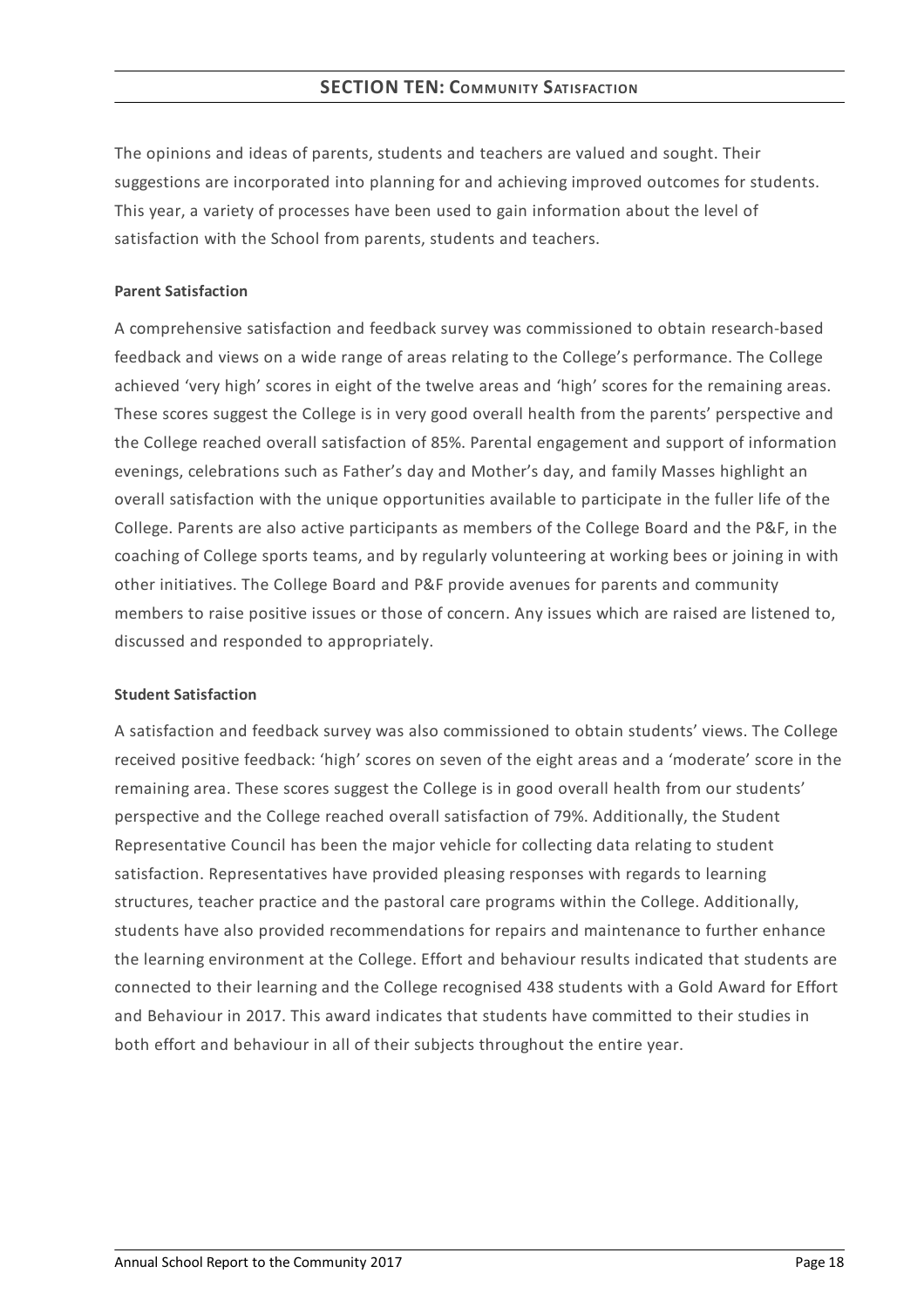## SECTION TEN: COMMUNITY SATISFACTION

The opinions and ideas of parents, students and teachers are valued and sought. Their suggestions are incorporated into planning for and achieving improved outcomes for students. This year, a variety of processes have been used to gain information about the level of satisfaction with the School from parents, students and teachers.

**Parent Satisfaction**

A comprehensive satisfaction and feedback survey was commissioned to obtain research-based feedback and views on a wide range of areas relating to the College's performance. The College achieved 'very high' scores in eight of the twelve areas and 'high' scores for the remaining areas. These scores suggest the College is in very good overall health from the parents' perspective and the College reached overall satisfaction of 85%. Parental engagement and support of information evenings, celebrations such as Father's day and Mother's day, and family Masses highlight an overall satisfaction with the unique opportunities available to participate in the fuller life of the College. Parents are also active participants as members of the College Board and the P&F, in the coaching of College sports teams, and by regularly volunteering at working bees or joining in with other initiatives. The College Board and P&F provide avenues for parents and community members to raise positive issues or those of concern. Any issues which are raised are listened to, discussed and responded to appropriately.

**Student Satisfaction**

A satisfaction and feedback survey was also commissioned to obtain students' views. The College received positive feedback: 'high' scores on seven of the eight areas and a 'moderate' score in the remaining area. These scores suggest the College is in good overall health from our students' perspective and the College reached overall satisfaction of 79%. Additionally, the Student Representative Council has been the major vehicle for collecting data relating to student satisfaction. Representatives have provided pleasing responses with regards to learning structures, teacher practice and the pastoral care programs within the College. Additionally, students have also provided recommendations for repairs and maintenance to further enhance the learning environment at the College. Effort and behaviour results indicated that students are connected to their learning and the College recognised 438 students with a Gold Award for Effort and Behaviour in 2017. This award indicates that students have committed to their studies in both effort and behaviour in all of their subjects throughout the entire year.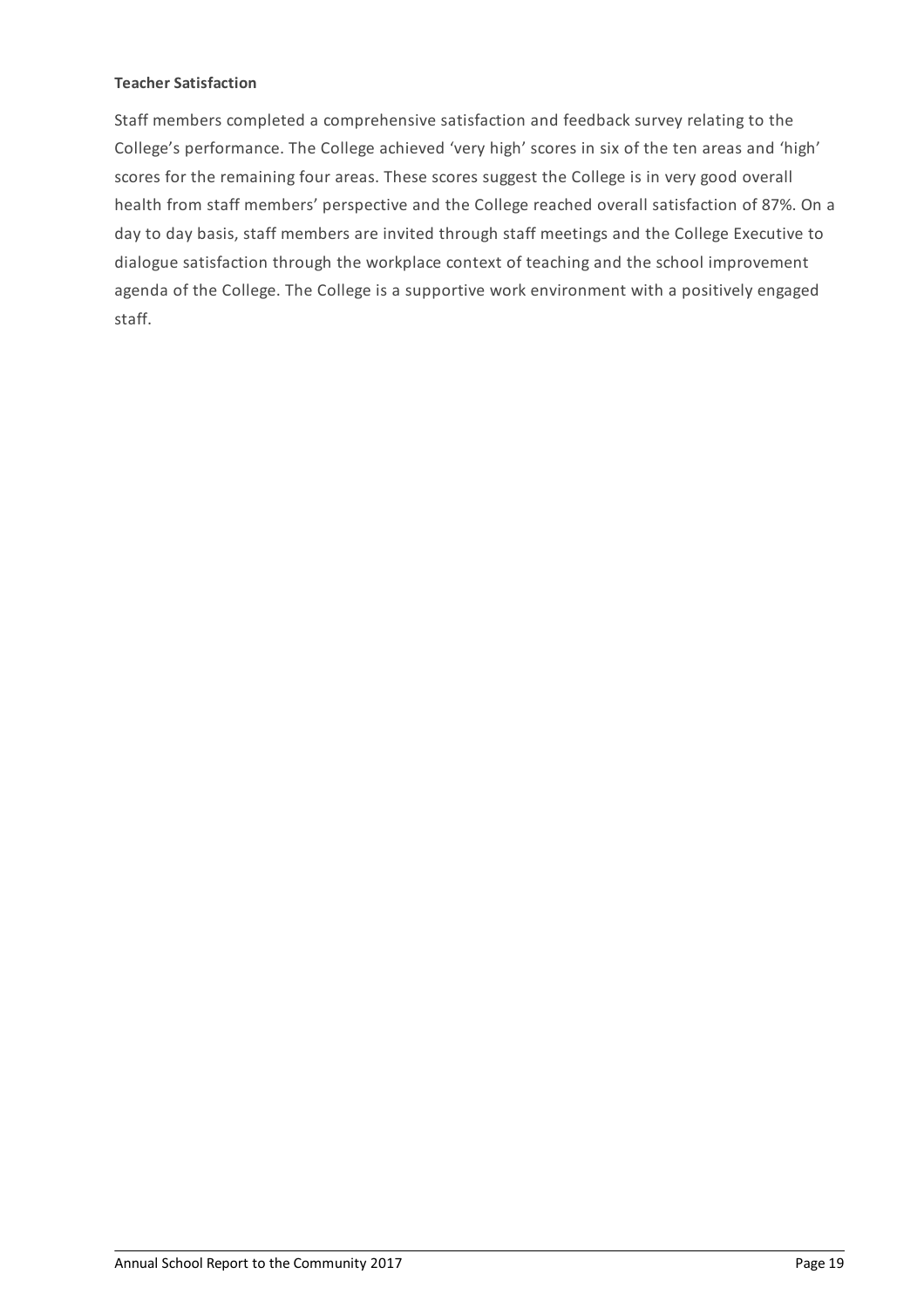**Teacher Satisfaction**

Staff members completed a comprehensive satisfaction and feedback survey relating to the College's performance. The College achieved 'very high' scores in six of the ten areas and 'high' scores for the remaining four areas. These scores suggest the College is in very good overall health from staff members' perspective and the College reached overall satisfaction of 87%. On a day to day basis, staff members are invited through staff meetings and the College Executive to dialogue satisfaction through the workplace context of teaching and the school improvement agenda of the College. The College is a supportive work environment with a positively engaged staff.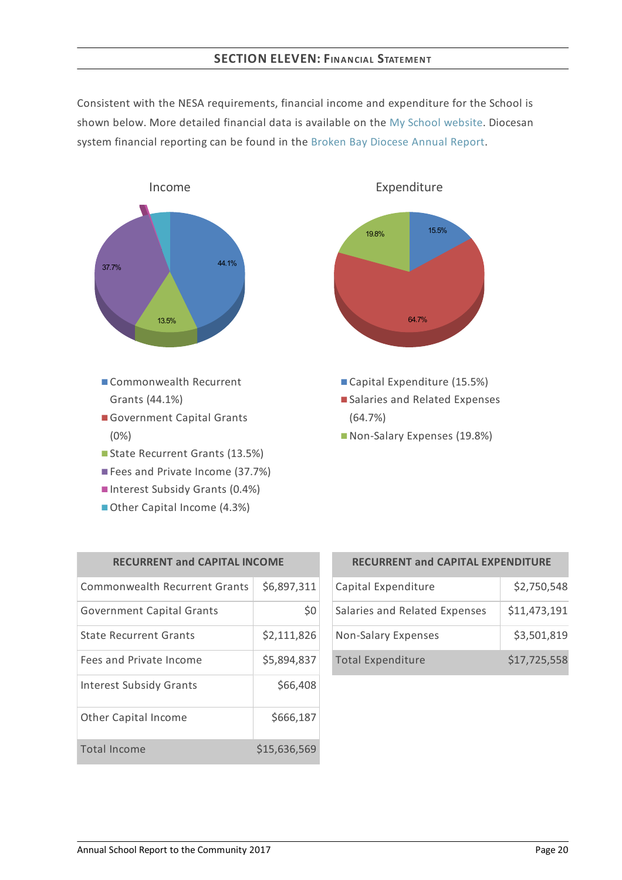## SECTION ELEVEN: Financial Statement

Consistent with the NESA requirements, financial income and expenditure for the School is shown below. More detailed financial data is available on the My School website. Diocesan system financial reporting can be found in the Broken Bay Diocese Annual Report.

Income

44.1%
13.5%
37.7%

- Commonwealth Recurrent Grants (44.1%)
- Government Capital Grants (0%)
- State Recurrent Grants (13.5%)
- Fees and Private Income (37.7%)
- Interest Subsidy Grants (0.4%)
- Other Capital Income (4.3%)

Expenditure

15.5%
64.7%
19.8%

- Capital Expenditure (15.5%)
- Salaries and Related Expenses (64.7%)
- Non-Salary Expenses (19.8%)

| RECURRENT and CAPITAL INCOME | |
|---|---|
| Commonwealth Recurrent Grants | $6,897,311 |
| Government Capital Grants | $0 |
| State Recurrent Grants | $2,111,826 |
| Fees and Private Income | $5,894,837 |
| Interest Subsidy Grants | $66,408 |
| Other Capital Income | $666,187 |
| Total Income | $15,636,569 |

| RECURRENT and CAPITAL EXPENDITURE | |
|---|---|
| Capital Expenditure | $2,750,548 |
| Salaries and Related Expenses | $11,473,191 |
| Non-Salary Expenses | $3,501,819 |
| Total Expenditure | $17,725,558 |